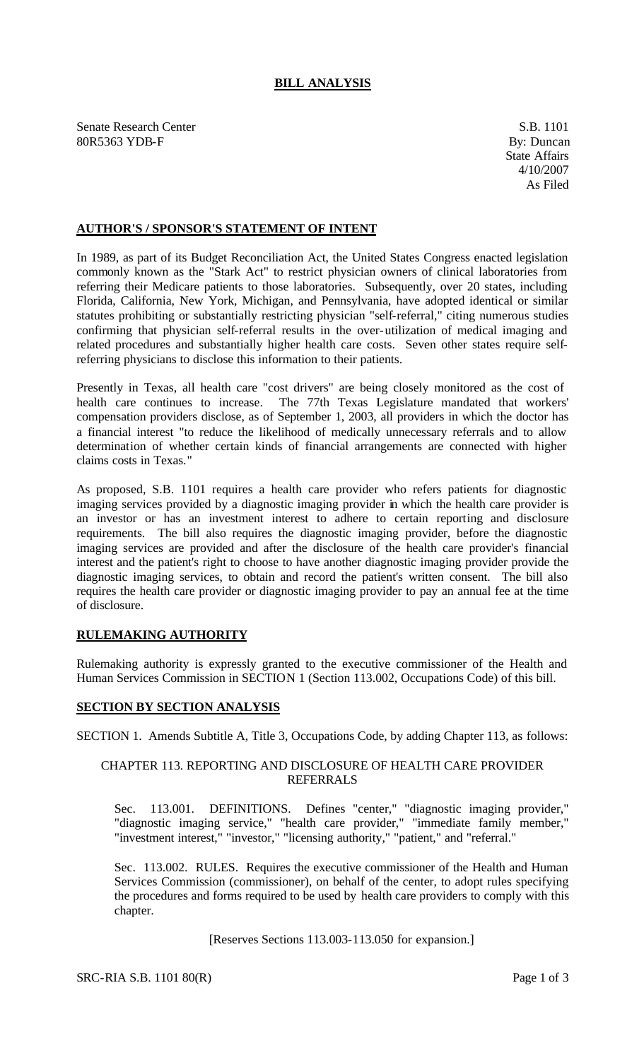# BILL ANALYSIS

Senate Research Center
80R5363 YDB-F

S.B. 1101
By: Duncan
State Affairs
4/10/2007
As Filed

## AUTHOR'S / SPONSOR'S STATEMENT OF INTENT

In 1989, as part of its Budget Reconciliation Act, the United States Congress enacted legislation commonly known as the "Stark Act" to restrict physician owners of clinical laboratories from referring their Medicare patients to those laboratories. Subsequently, over 20 states, including Florida, California, New York, Michigan, and Pennsylvania, have adopted identical or similar statutes prohibiting or substantially restricting physician "self-referral," citing numerous studies confirming that physician self-referral results in the over-utilization of medical imaging and related procedures and substantially higher health care costs. Seven other states require self-referring physicians to disclose this information to their patients.

Presently in Texas, all health care "cost drivers" are being closely monitored as the cost of health care continues to increase. The 77th Texas Legislature mandated that workers' compensation providers disclose, as of September 1, 2003, all providers in which the doctor has a financial interest "to reduce the likelihood of medically unnecessary referrals and to allow determination of whether certain kinds of financial arrangements are connected with higher claims costs in Texas."

As proposed, S.B. 1101 requires a health care provider who refers patients for diagnostic imaging services provided by a diagnostic imaging provider in which the health care provider is an investor or has an investment interest to adhere to certain reporting and disclosure requirements. The bill also requires the diagnostic imaging provider, before the diagnostic imaging services are provided and after the disclosure of the health care provider's financial interest and the patient's right to choose to have another diagnostic imaging provider provide the diagnostic imaging services, to obtain and record the patient's written consent. The bill also requires the health care provider or diagnostic imaging provider to pay an annual fee at the time of disclosure.

## RULEMAKING AUTHORITY

Rulemaking authority is expressly granted to the executive commissioner of the Health and Human Services Commission in SECTION 1 (Section 113.002, Occupations Code) of this bill.

## SECTION BY SECTION ANALYSIS

SECTION 1. Amends Subtitle A, Title 3, Occupations Code, by adding Chapter 113, as follows:

CHAPTER 113. REPORTING AND DISCLOSURE OF HEALTH CARE PROVIDER REFERRALS

Sec. 113.001. DEFINITIONS. Defines "center," "diagnostic imaging provider," "diagnostic imaging service," "health care provider," "immediate family member," "investment interest," "investor," "licensing authority," "patient," and "referral."

Sec. 113.002. RULES. Requires the executive commissioner of the Health and Human Services Commission (commissioner), on behalf of the center, to adopt rules specifying the procedures and forms required to be used by health care providers to comply with this chapter.

[Reserves Sections 113.003-113.050 for expansion.]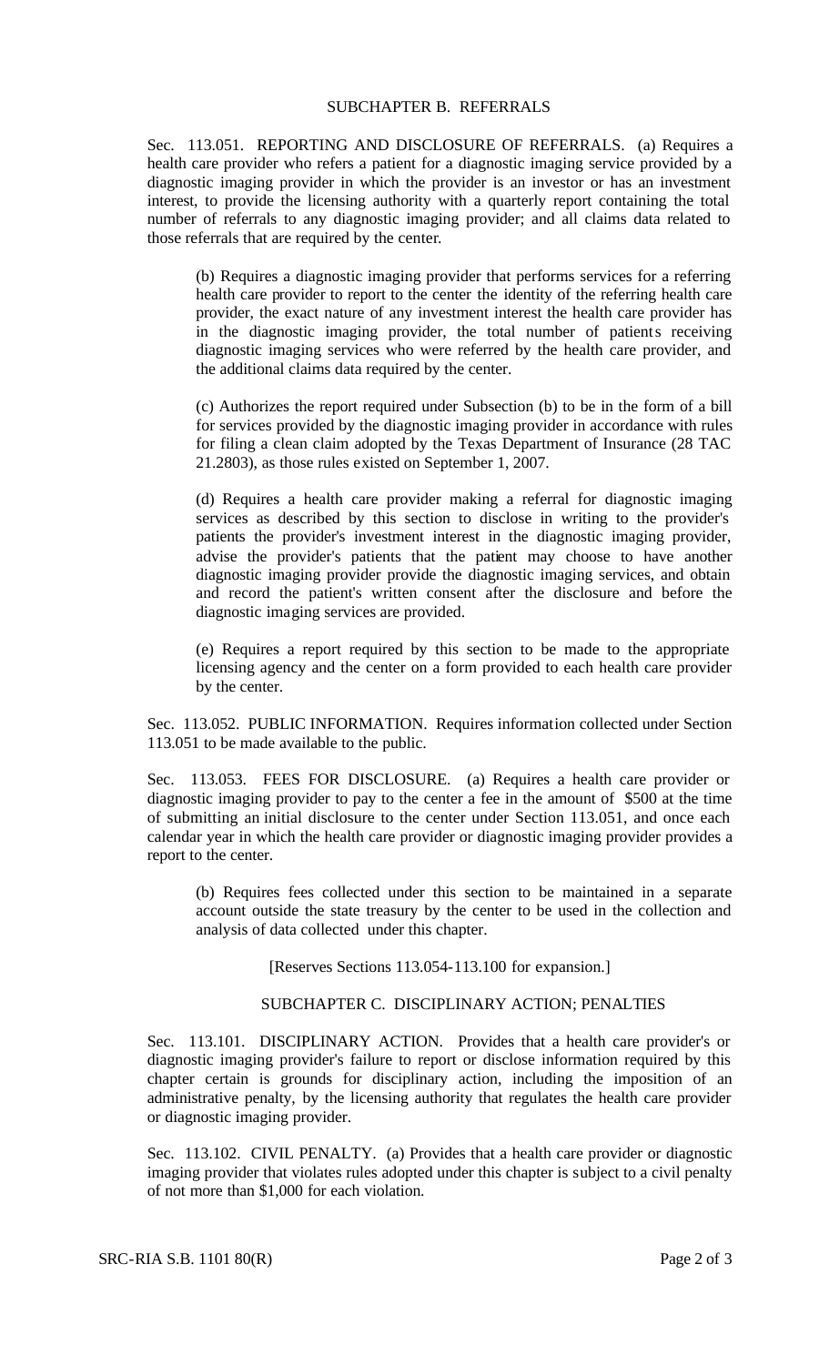## SUBCHAPTER B. REFERRALS

Sec. 113.051. REPORTING AND DISCLOSURE OF REFERRALS. (a) Requires a health care provider who refers a patient for a diagnostic imaging service provided by a diagnostic imaging provider in which the provider is an investor or has an investment interest, to provide the licensing authority with a quarterly report containing the total number of referrals to any diagnostic imaging provider; and all claims data related to those referrals that are required by the center.

(b) Requires a diagnostic imaging provider that performs services for a referring health care provider to report to the center the identity of the referring health care provider, the exact nature of any investment interest the health care provider has in the diagnostic imaging provider, the total number of patients receiving diagnostic imaging services who were referred by the health care provider, and the additional claims data required by the center.

(c) Authorizes the report required under Subsection (b) to be in the form of a bill for services provided by the diagnostic imaging provider in accordance with rules for filing a clean claim adopted by the Texas Department of Insurance (28 TAC 21.2803), as those rules existed on September 1, 2007.

(d) Requires a health care provider making a referral for diagnostic imaging services as described by this section to disclose in writing to the provider's patients the provider's investment interest in the diagnostic imaging provider, advise the provider's patients that the patient may choose to have another diagnostic imaging provider provide the diagnostic imaging services, and obtain and record the patient's written consent after the disclosure and before the diagnostic imaging services are provided.

(e) Requires a report required by this section to be made to the appropriate licensing agency and the center on a form provided to each health care provider by the center.

Sec. 113.052. PUBLIC INFORMATION. Requires information collected under Section 113.051 to be made available to the public.

Sec. 113.053. FEES FOR DISCLOSURE. (a) Requires a health care provider or diagnostic imaging provider to pay to the center a fee in the amount of $500 at the time of submitting an initial disclosure to the center under Section 113.051, and once each calendar year in which the health care provider or diagnostic imaging provider provides a report to the center.

(b) Requires fees collected under this section to be maintained in a separate account outside the state treasury by the center to be used in the collection and analysis of data collected under this chapter.

[Reserves Sections 113.054-113.100 for expansion.]

## SUBCHAPTER C. DISCIPLINARY ACTION; PENALTIES

Sec. 113.101. DISCIPLINARY ACTION. Provides that a health care provider's or diagnostic imaging provider's failure to report or disclose information required by this chapter certain is grounds for disciplinary action, including the imposition of an administrative penalty, by the licensing authority that regulates the health care provider or diagnostic imaging provider.

Sec. 113.102. CIVIL PENALTY. (a) Provides that a health care provider or diagnostic imaging provider that violates rules adopted under this chapter is subject to a civil penalty of not more than $1,000 for each violation.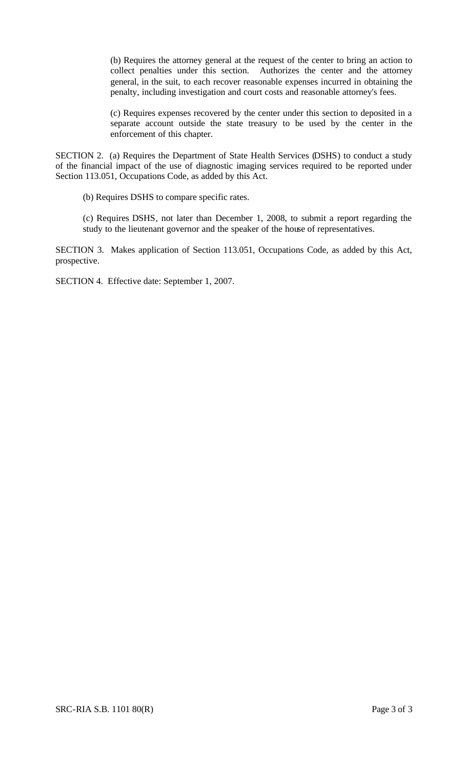(b) Requires the attorney general at the request of the center to bring an action to collect penalties under this section. Authorizes the center and the attorney general, in the suit, to each recover reasonable expenses incurred in obtaining the penalty, including investigation and court costs and reasonable attorney's fees.

(c) Requires expenses recovered by the center under this section to deposited in a separate account outside the state treasury to be used by the center in the enforcement of this chapter.

SECTION 2. (a) Requires the Department of State Health Services (DSHS) to conduct a study of the financial impact of the use of diagnostic imaging services required to be reported under Section 113.051, Occupations Code, as added by this Act.

(b) Requires DSHS to compare specific rates.

(c) Requires DSHS, not later than December 1, 2008, to submit a report regarding the study to the lieutenant governor and the speaker of the house of representatives.

SECTION 3. Makes application of Section 113.051, Occupations Code, as added by this Act, prospective.

SECTION 4. Effective date: September 1, 2007.